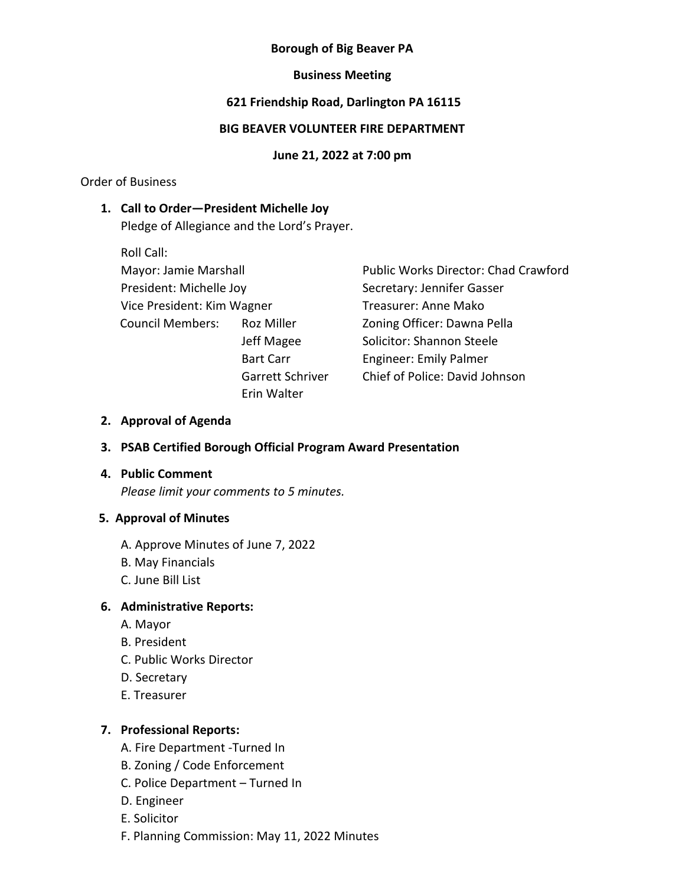**Borough of Big Beaver PA**

**Business Meeting**

**621 Friendship Road, Darlington PA 16115**

**BIG BEAVER VOLUNTEER FIRE DEPARTMENT**

**June 21, 2022 at 7:00 pm**

Order of Business

1. **Call to Order—President Michelle Joy**
   Pledge of Allegiance and the Lord's Prayer.

   Roll Call:

   Mayor: Jamie Marshall
   President: Michelle Joy
   Vice President: Kim Wagner
   Council Members: Roz Miller
   Jeff Magee
   Bart Carr
   Garrett Schriver
   Erin Walter

   Public Works Director: Chad Crawford
   Secretary: Jennifer Gasser
   Treasurer: Anne Mako
   Zoning Officer: Dawna Pella
   Solicitor: Shannon Steele
   Engineer: Emily Palmer
   Chief of Police: David Johnson

2. **Approval of Agenda**

3. **PSAB Certified Borough Official Program Award Presentation**

4. **Public Comment**
   *Please limit your comments to 5 minutes.*

5. **Approval of Minutes**
   A. Approve Minutes of June 7, 2022
   B. May Financials
   C. June Bill List

6. **Administrative Reports:**
   A. Mayor
   B. President
   C. Public Works Director
   D. Secretary
   E. Treasurer

7. **Professional Reports:**
   A. Fire Department -Turned In
   B. Zoning / Code Enforcement
   C. Police Department – Turned In
   D. Engineer
   E. Solicitor
   F. Planning Commission: May 11, 2022 Minutes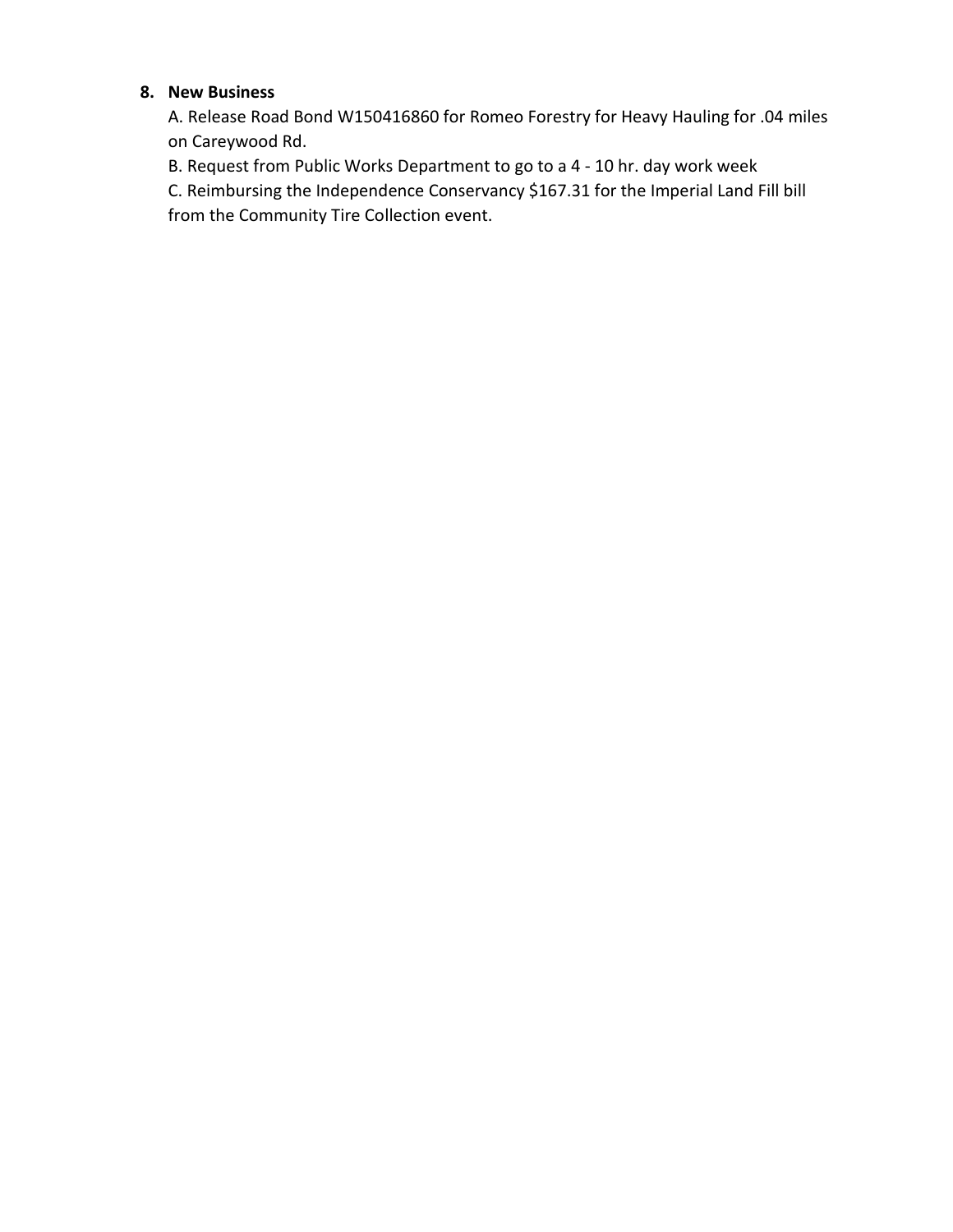8. **New Business**

   A. Release Road Bond W150416860 for Romeo Forestry for Heavy Hauling for .04 miles on Careywood Rd.

   B. Request from Public Works Department to go to a 4 - 10 hr. day work week

   C. Reimbursing the Independence Conservancy $167.31 for the Imperial Land Fill bill from the Community Tire Collection event.